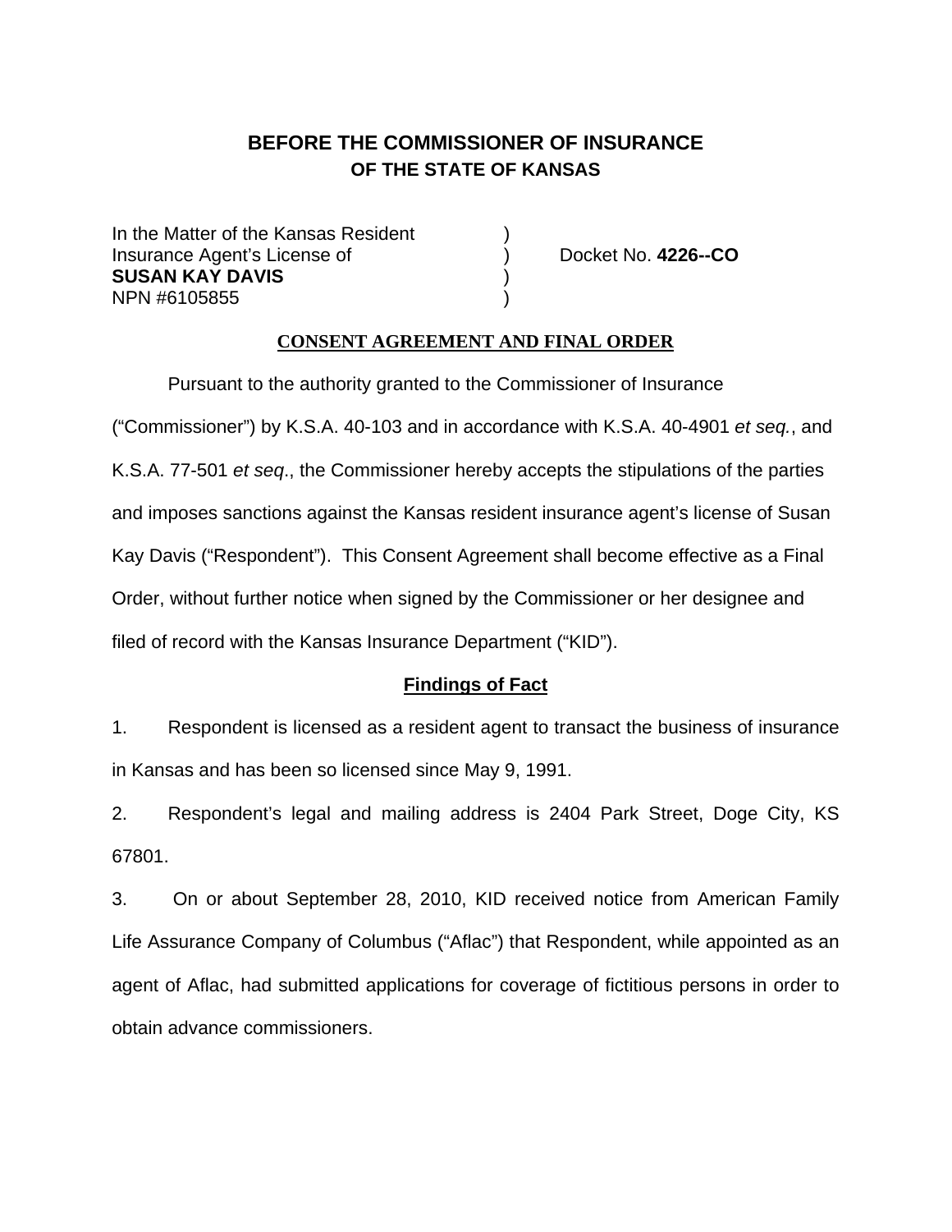# BEFORE THE COMMISSIONER OF INSURANCE
## OF THE STATE OF KANSAS

In the Matter of the Kansas Resident )
Insurance Agent's License of ) Docket No. **4226--CO**
**SUSAN KAY DAVIS** )
NPN #6105855 )

**CONSENT AGREEMENT AND FINAL ORDER**

Pursuant to the authority granted to the Commissioner of Insurance ("Commissioner") by K.S.A. 40-103 and in accordance with K.S.A. 40-4901 *et seq.*, and K.S.A. 77-501 *et seq*., the Commissioner hereby accepts the stipulations of the parties and imposes sanctions against the Kansas resident insurance agent's license of Susan Kay Davis ("Respondent"). This Consent Agreement shall become effective as a Final Order, without further notice when signed by the Commissioner or her designee and filed of record with the Kansas Insurance Department ("KID").

**Findings of Fact**

1. Respondent is licensed as a resident agent to transact the business of insurance in Kansas and has been so licensed since May 9, 1991.

2. Respondent's legal and mailing address is 2404 Park Street, Doge City, KS 67801.

3. On or about September 28, 2010, KID received notice from American Family Life Assurance Company of Columbus ("Aflac") that Respondent, while appointed as an agent of Aflac, had submitted applications for coverage of fictitious persons in order to obtain advance commissioners.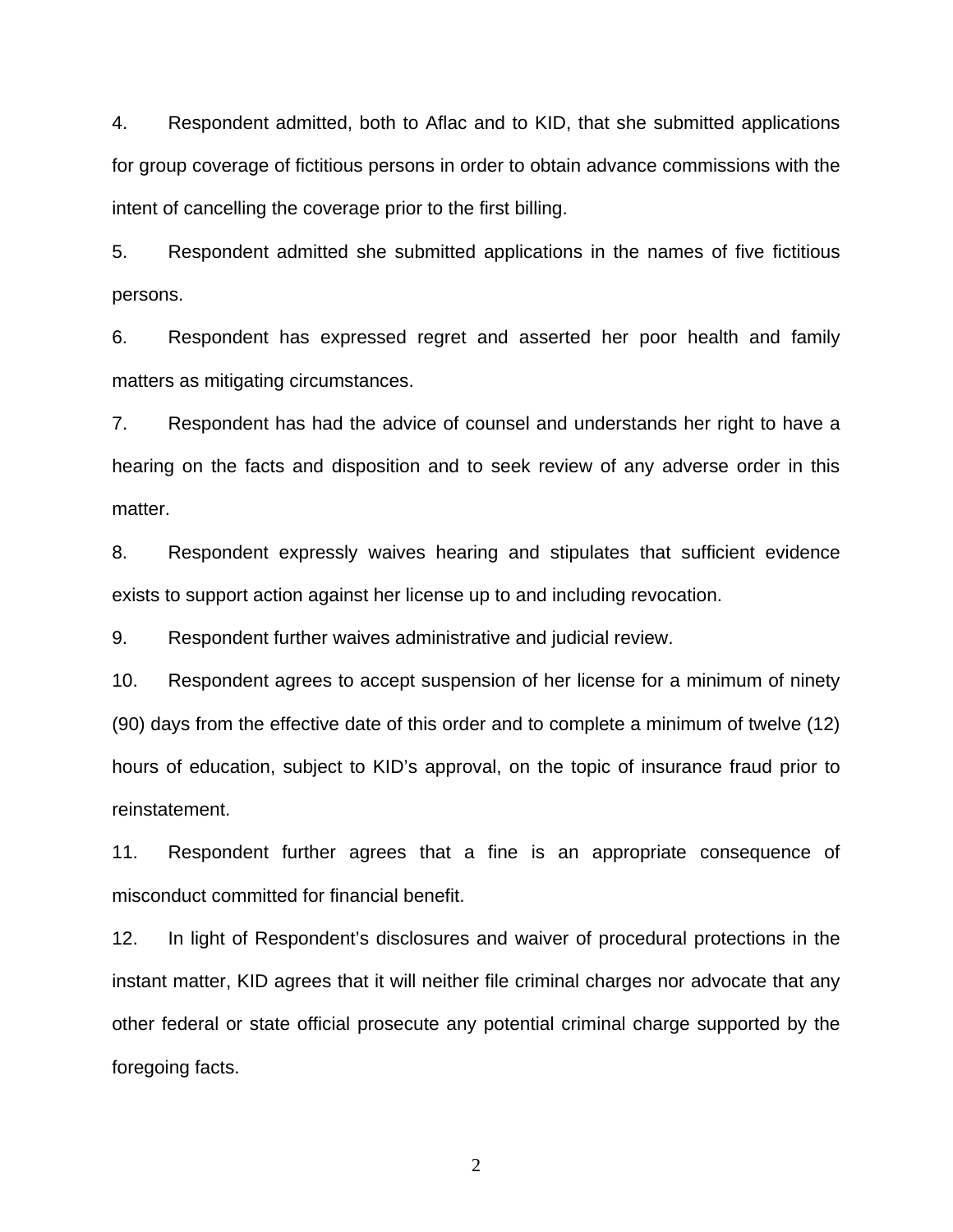4. Respondent admitted, both to Aflac and to KID, that she submitted applications for group coverage of fictitious persons in order to obtain advance commissions with the intent of cancelling the coverage prior to the first billing.

5. Respondent admitted she submitted applications in the names of five fictitious persons.

6. Respondent has expressed regret and asserted her poor health and family matters as mitigating circumstances.

7. Respondent has had the advice of counsel and understands her right to have a hearing on the facts and disposition and to seek review of any adverse order in this matter.

8. Respondent expressly waives hearing and stipulates that sufficient evidence exists to support action against her license up to and including revocation.

9. Respondent further waives administrative and judicial review.

10. Respondent agrees to accept suspension of her license for a minimum of ninety (90) days from the effective date of this order and to complete a minimum of twelve (12) hours of education, subject to KID's approval, on the topic of insurance fraud prior to reinstatement.

11. Respondent further agrees that a fine is an appropriate consequence of misconduct committed for financial benefit.

12. In light of Respondent's disclosures and waiver of procedural protections in the instant matter, KID agrees that it will neither file criminal charges nor advocate that any other federal or state official prosecute any potential criminal charge supported by the foregoing facts.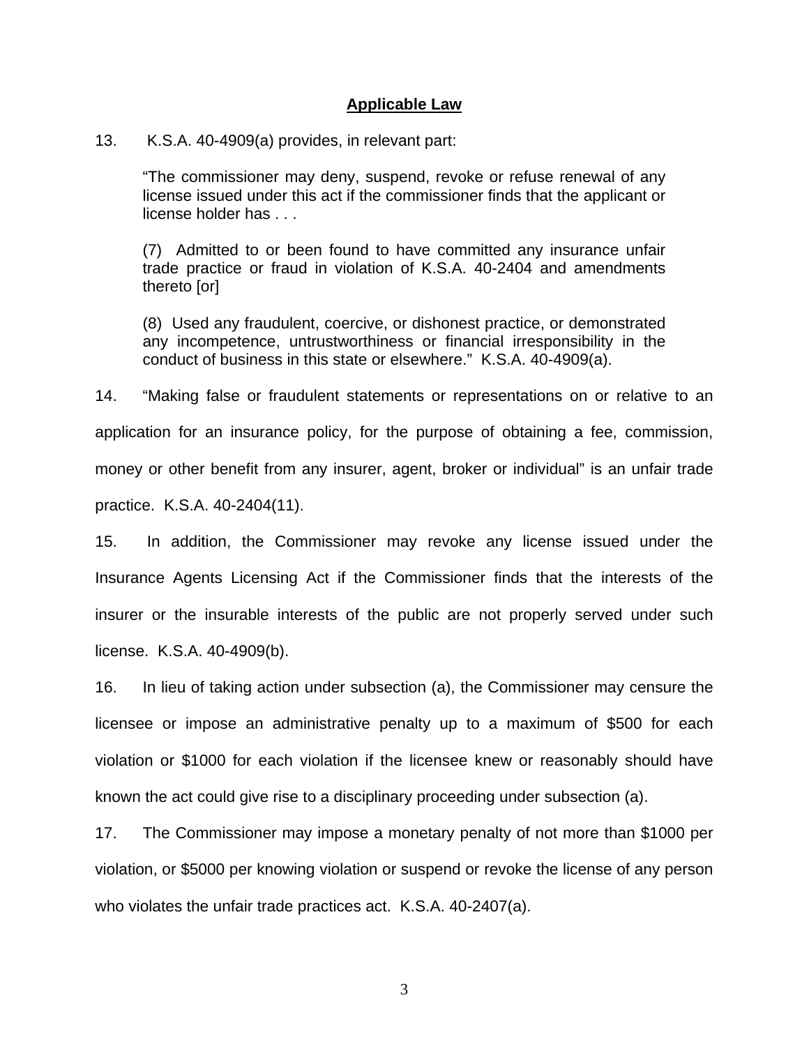## Applicable Law

13. K.S.A. 40-4909(a) provides, in relevant part:

> "The commissioner may deny, suspend, revoke or refuse renewal of any license issued under this act if the commissioner finds that the applicant or license holder has . . .
>
> (7) Admitted to or been found to have committed any insurance unfair trade practice or fraud in violation of K.S.A. 40-2404 and amendments thereto [or]
>
> (8) Used any fraudulent, coercive, or dishonest practice, or demonstrated any incompetence, untrustworthiness or financial irresponsibility in the conduct of business in this state or elsewhere." K.S.A. 40-4909(a).

14. "Making false or fraudulent statements or representations on or relative to an application for an insurance policy, for the purpose of obtaining a fee, commission, money or other benefit from any insurer, agent, broker or individual" is an unfair trade practice. K.S.A. 40-2404(11).

15. In addition, the Commissioner may revoke any license issued under the Insurance Agents Licensing Act if the Commissioner finds that the interests of the insurer or the insurable interests of the public are not properly served under such license. K.S.A. 40-4909(b).

16. In lieu of taking action under subsection (a), the Commissioner may censure the licensee or impose an administrative penalty up to a maximum of $500 for each violation or $1000 for each violation if the licensee knew or reasonably should have known the act could give rise to a disciplinary proceeding under subsection (a).

17. The Commissioner may impose a monetary penalty of not more than $1000 per violation, or $5000 per knowing violation or suspend or revoke the license of any person who violates the unfair trade practices act. K.S.A. 40-2407(a).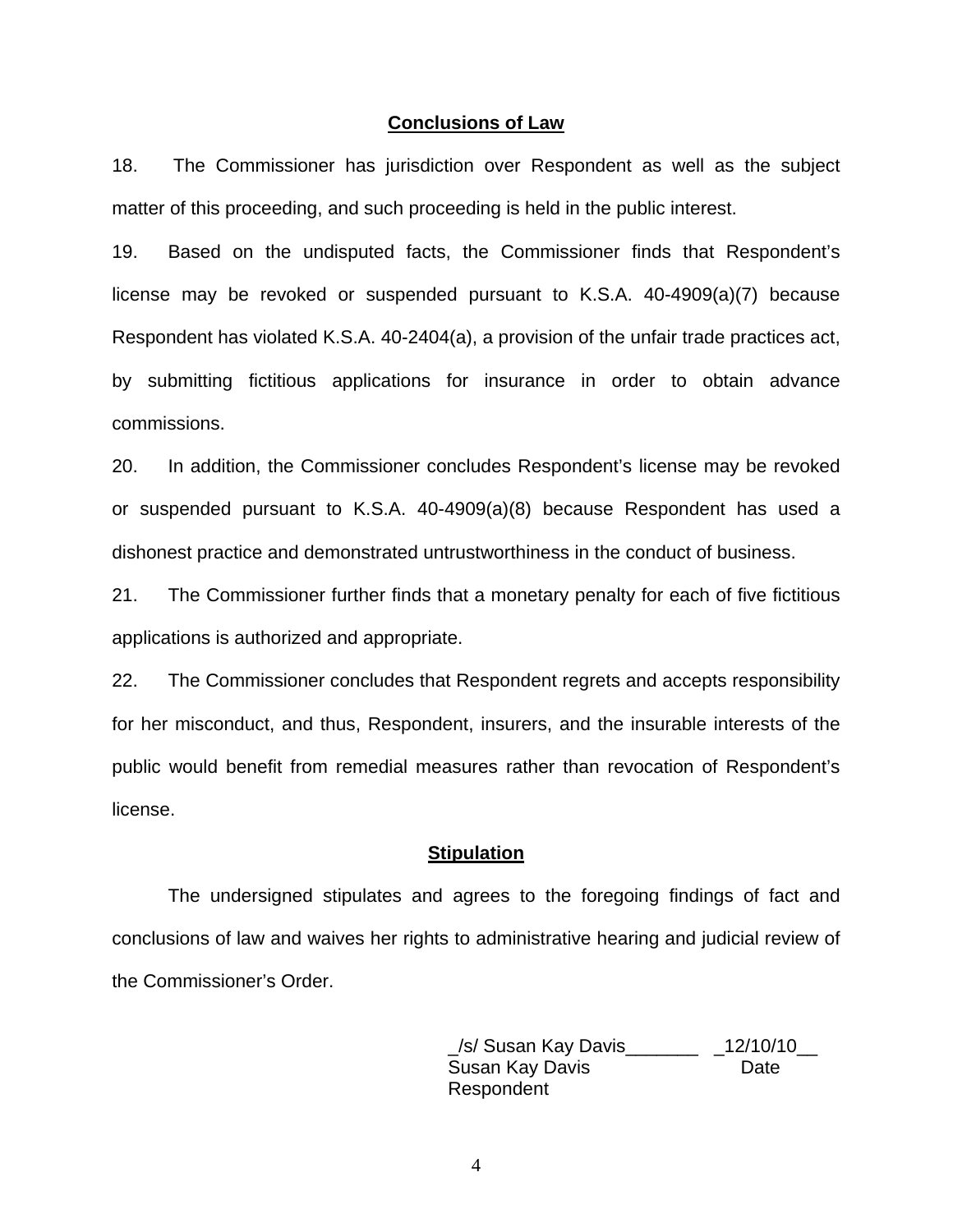## Conclusions of Law

18. The Commissioner has jurisdiction over Respondent as well as the subject matter of this proceeding, and such proceeding is held in the public interest.

19. Based on the undisputed facts, the Commissioner finds that Respondent's license may be revoked or suspended pursuant to K.S.A. 40-4909(a)(7) because Respondent has violated K.S.A. 40-2404(a), a provision of the unfair trade practices act, by submitting fictitious applications for insurance in order to obtain advance commissions.

20. In addition, the Commissioner concludes Respondent's license may be revoked or suspended pursuant to K.S.A. 40-4909(a)(8) because Respondent has used a dishonest practice and demonstrated untrustworthiness in the conduct of business.

21. The Commissioner further finds that a monetary penalty for each of five fictitious applications is authorized and appropriate.

22. The Commissioner concludes that Respondent regrets and accepts responsibility for her misconduct, and thus, Respondent, insurers, and the insurable interests of the public would benefit from remedial measures rather than revocation of Respondent's license.

## Stipulation

The undersigned stipulates and agrees to the foregoing findings of fact and conclusions of law and waives her rights to administrative hearing and judicial review of the Commissioner's Order.

_/s/ Susan Kay Davis_______ _12/10/10__
Susan Kay Davis Date
Respondent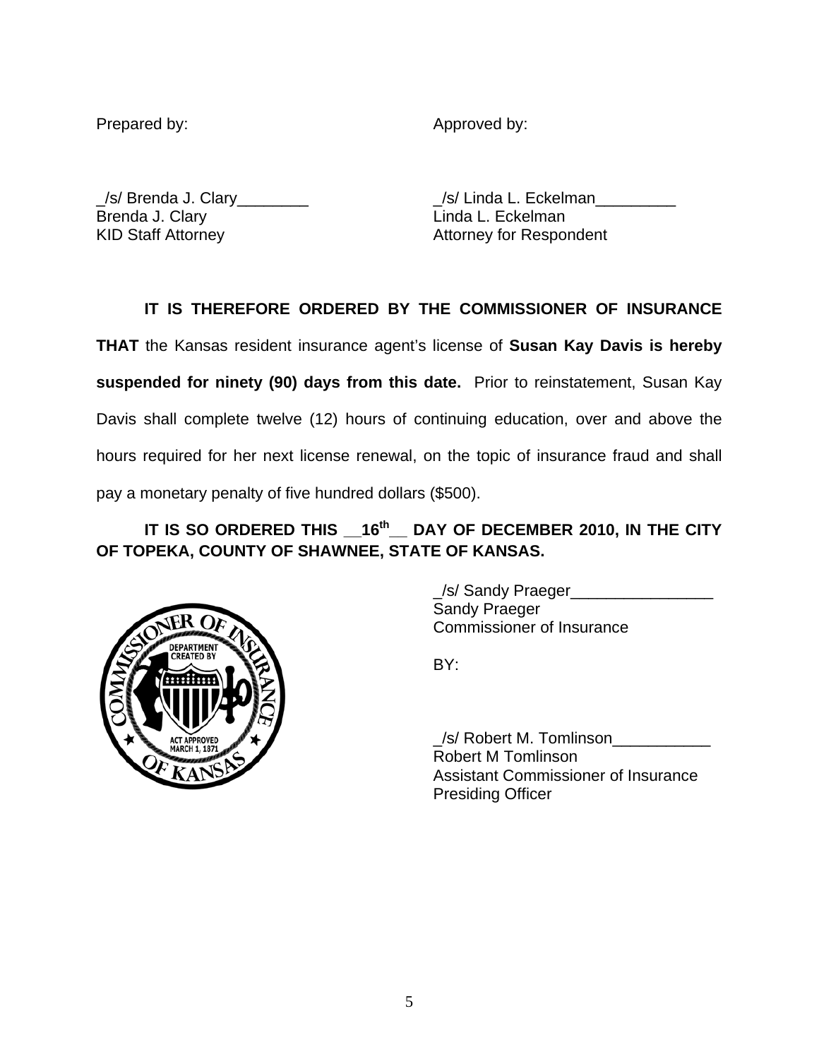Prepared by:

_/s/ Brenda J. Clary________
Brenda J. Clary
KID Staff Attorney

Approved by:

_/s/ Linda L. Eckelman_________
Linda L. Eckelman
Attorney for Respondent

**IT IS THEREFORE ORDERED BY THE COMMISSIONER OF INSURANCE THAT** the Kansas resident insurance agent's license of **Susan Kay Davis is hereby suspended for ninety (90) days from this date.** Prior to reinstatement, Susan Kay Davis shall complete twelve (12) hours of continuing education, over and above the hours required for her next license renewal, on the topic of insurance fraud and shall pay a monetary penalty of five hundred dollars ($500).

**IT IS SO ORDERED THIS __16th__ DAY OF DECEMBER 2010, IN THE CITY OF TOPEKA, COUNTY OF SHAWNEE, STATE OF KANSAS.**

_/s/ Sandy Praeger________________
Sandy Praeger
Commissioner of Insurance

BY:

_/s/ Robert M. Tomlinson___________
Robert M Tomlinson
Assistant Commissioner of Insurance
Presiding Officer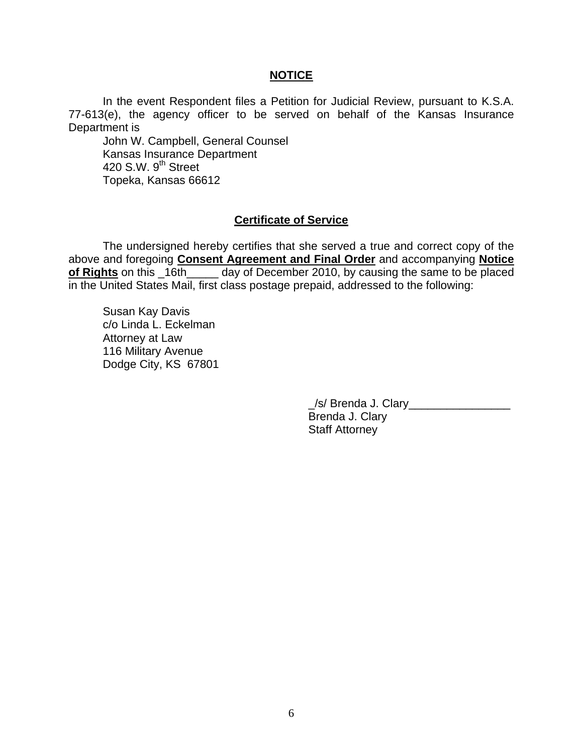**NOTICE**

In the event Respondent files a Petition for Judicial Review, pursuant to K.S.A. 77-613(e), the agency officer to be served on behalf of the Kansas Insurance Department is

John W. Campbell, General Counsel
Kansas Insurance Department
420 S.W. 9th Street
Topeka, Kansas 66612

**Certificate of Service**

The undersigned hereby certifies that she served a true and correct copy of the above and foregoing **Consent Agreement and Final Order** and accompanying **Notice of Rights** on this _16th_____ day of December 2010, by causing the same to be placed in the United States Mail, first class postage prepaid, addressed to the following:

Susan Kay Davis
c/o Linda L. Eckelman
Attorney at Law
116 Military Avenue
Dodge City, KS 67801

_/s/ Brenda J. Clary________________
Brenda J. Clary
Staff Attorney